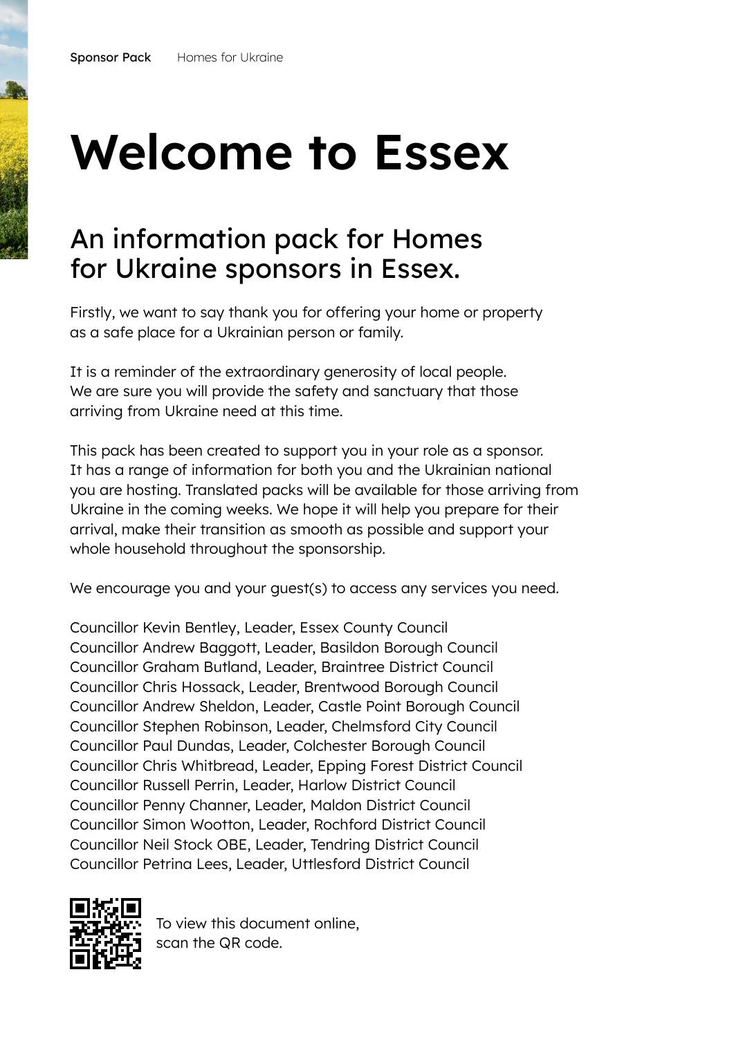# Welcome to Essex

## An information pack for Homes for Ukraine sponsors in Essex.

Firstly, we want to say thank you for offering your home or property as a safe place for a Ukrainian person or family.

It is a reminder of the extraordinary generosity of local people. We are sure you will provide the safety and sanctuary that those arriving from Ukraine need at this time.

This pack has been created to support you in your role as a sponsor. It has a range of information for both you and the Ukrainian national you are hosting. Translated packs will be available for those arriving from Ukraine in the coming weeks. We hope it will help you prepare for their arrival, make their transition as smooth as possible and support your whole household throughout the sponsorship.

We encourage you and your guest(s) to access any services you need.

Councillor Kevin Bentley, Leader, Essex County Council
Councillor Andrew Baggott, Leader, Basildon Borough Council
Councillor Graham Butland, Leader, Braintree District Council
Councillor Chris Hossack, Leader, Brentwood Borough Council
Councillor Andrew Sheldon, Leader, Castle Point Borough Council
Councillor Stephen Robinson, Leader, Chelmsford City Council
Councillor Paul Dundas, Leader, Colchester Borough Council
Councillor Chris Whitbread, Leader, Epping Forest District Council
Councillor Russell Perrin, Leader, Harlow District Council
Councillor Penny Channer, Leader, Maldon District Council
Councillor Simon Wootton, Leader, Rochford District Council
Councillor Neil Stock OBE, Leader, Tendring District Council
Councillor Petrina Lees, Leader, Uttlesford District Council

To view this document online, scan the QR code.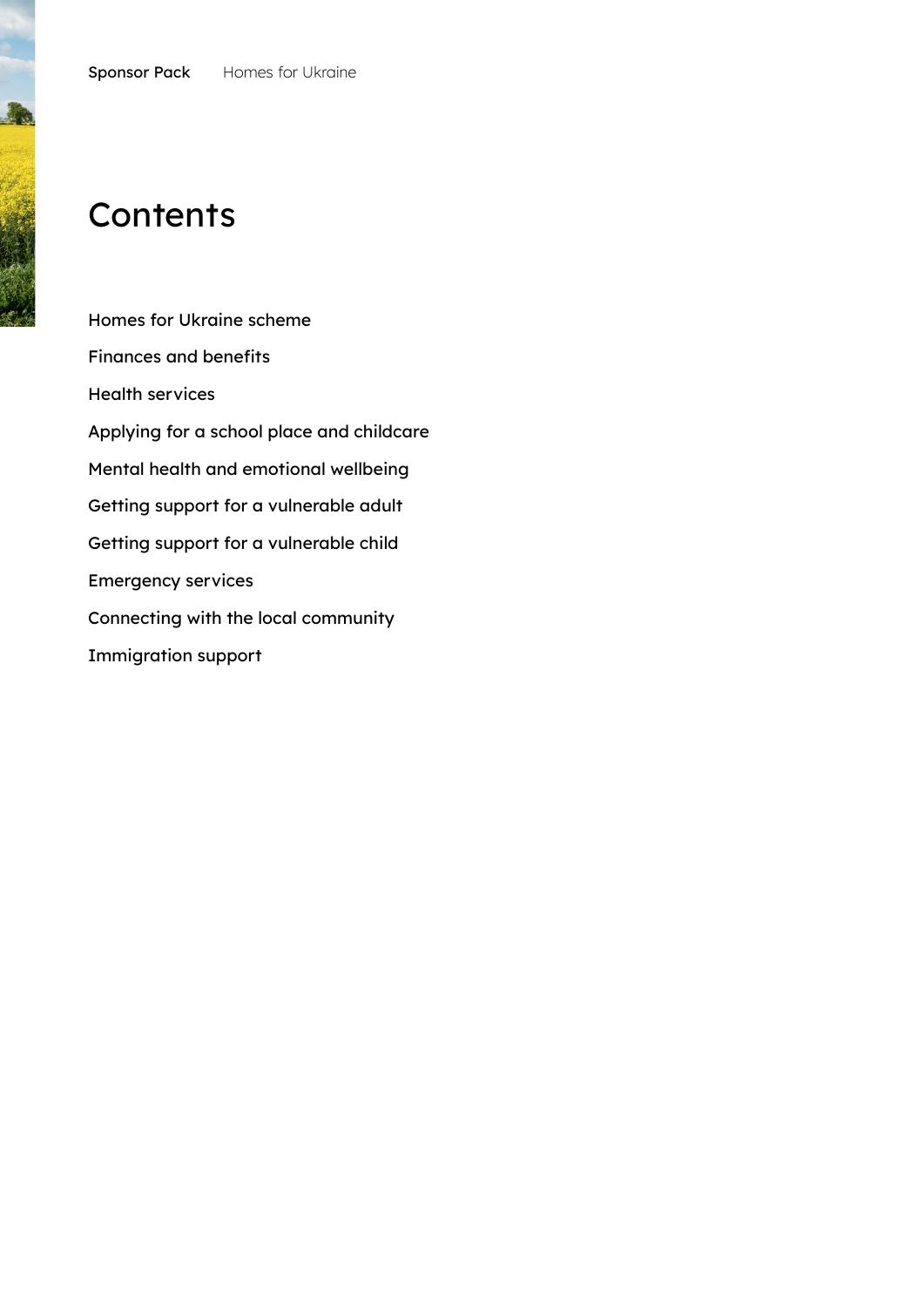# Contents

Homes for Ukraine scheme

Finances and benefits

Health services

Applying for a school place and childcare

Mental health and emotional wellbeing

Getting support for a vulnerable adult

Getting support for a vulnerable child

Emergency services

Connecting with the local community

Immigration support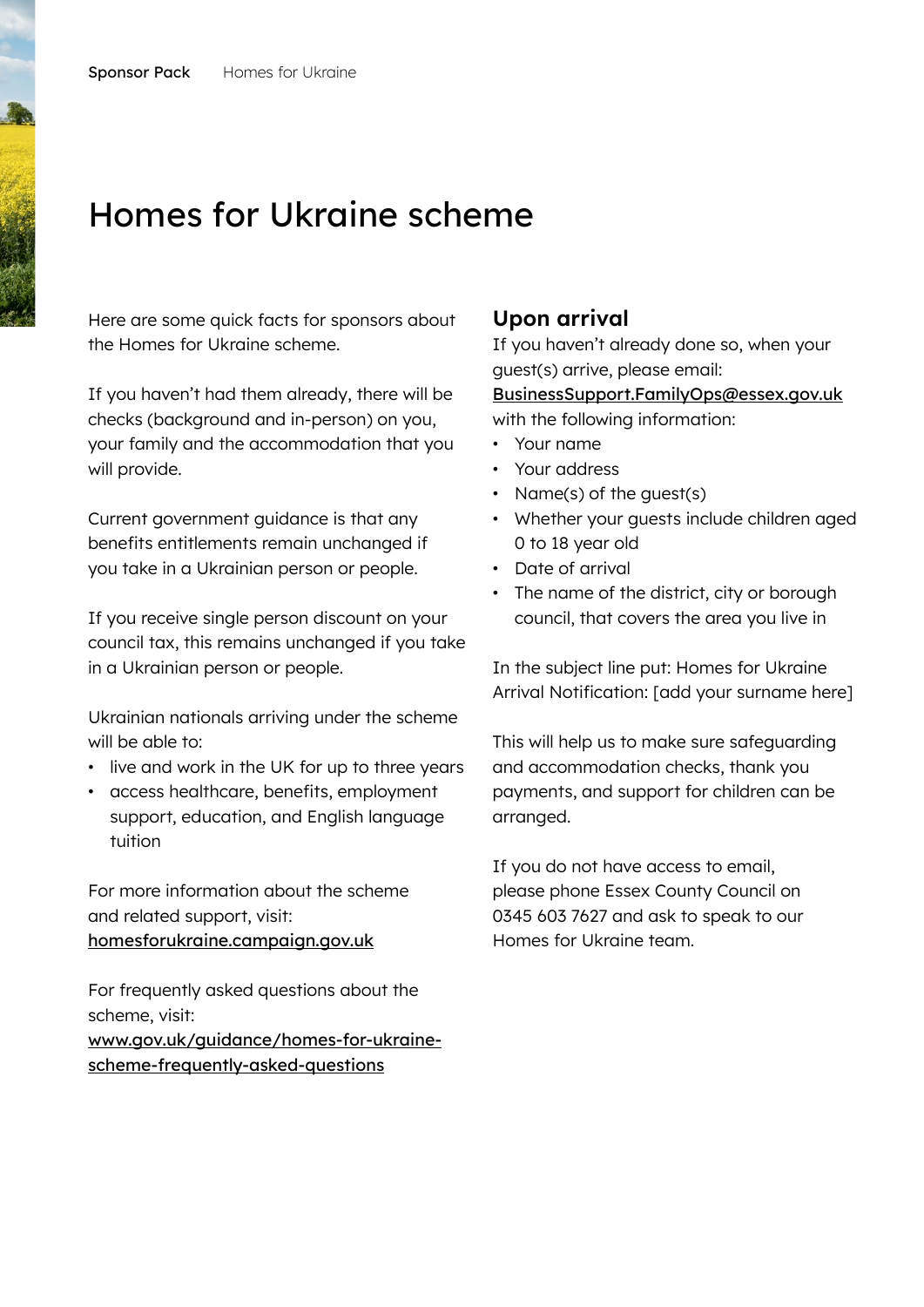# Homes for Ukraine scheme

Here are some quick facts for sponsors about the Homes for Ukraine scheme.

If you haven't had them already, there will be checks (background and in-person) on you, your family and the accommodation that you will provide.

Current government guidance is that any benefits entitlements remain unchanged if you take in a Ukrainian person or people.

If you receive single person discount on your council tax, this remains unchanged if you take in a Ukrainian person or people.

Ukrainian nationals arriving under the scheme will be able to:

- live and work in the UK for up to three years
- access healthcare, benefits, employment support, education, and English language tuition

For more information about the scheme and related support, visit: [homesforukraine.campaign.gov.uk](homesforukraine.campaign.gov.uk)

For frequently asked questions about the scheme, visit: [www.gov.uk/guidance/homes-for-ukraine-scheme-frequently-asked-questions](www.gov.uk/guidance/homes-for-ukraine-scheme-frequently-asked-questions)

## Upon arrival

If you haven't already done so, when your guest(s) arrive, please email: [BusinessSupport.FamilyOps@essex.gov.uk](mailto:BusinessSupport.FamilyOps@essex.gov.uk) with the following information:

- Your name
- Your address
- Name(s) of the guest(s)
- Whether your guests include children aged 0 to 18 year old
- Date of arrival
- The name of the district, city or borough council, that covers the area you live in

In the subject line put: Homes for Ukraine Arrival Notification: [add your surname here]

This will help us to make sure safeguarding and accommodation checks, thank you payments, and support for children can be arranged.

If you do not have access to email, please phone Essex County Council on 0345 603 7627 and ask to speak to our Homes for Ukraine team.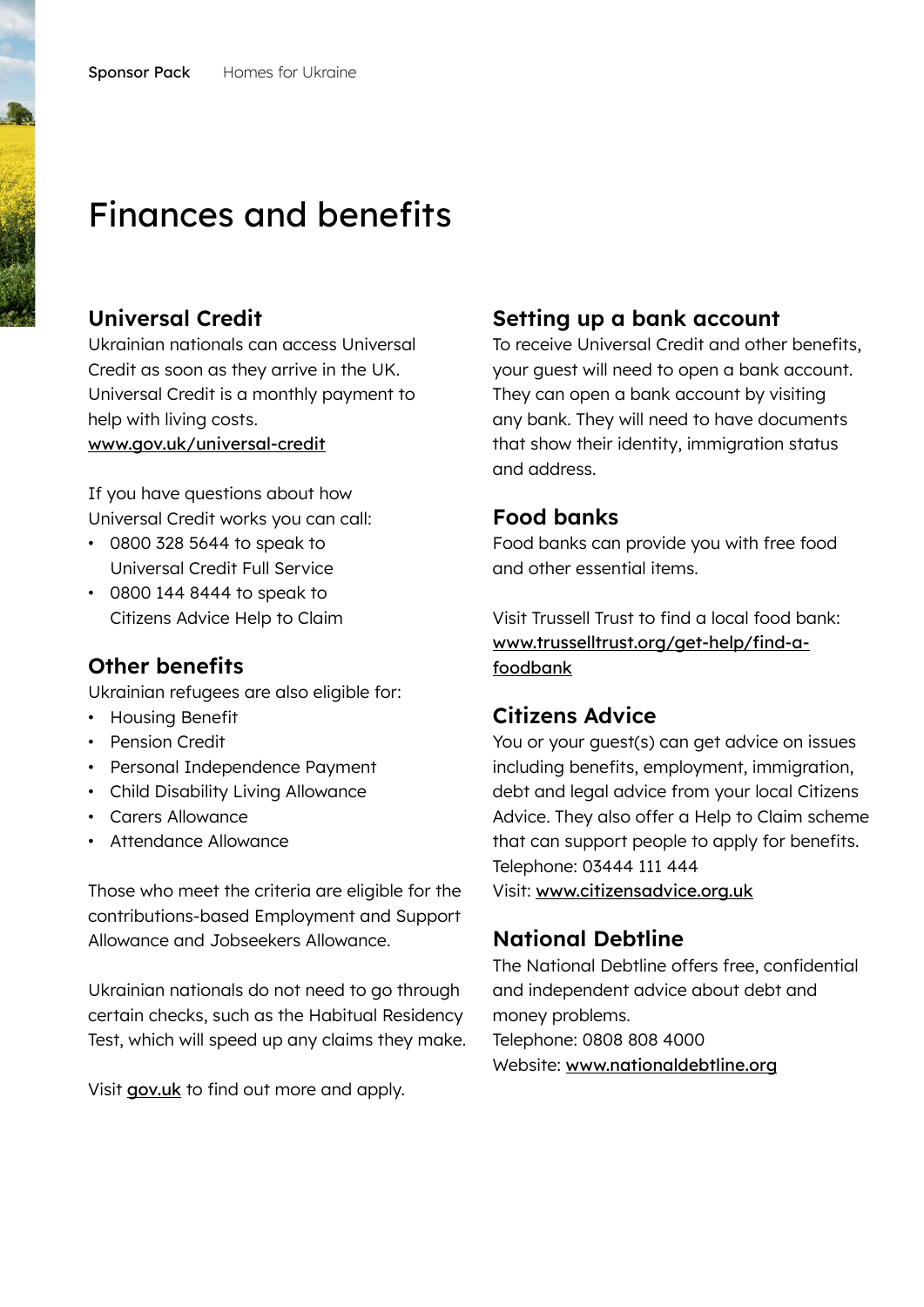# Finances and benefits

## Universal Credit

Ukrainian nationals can access Universal Credit as soon as they arrive in the UK. Universal Credit is a monthly payment to help with living costs.
www.gov.uk/universal-credit

If you have questions about how Universal Credit works you can call:

- 0800 328 5644 to speak to Universal Credit Full Service
- 0800 144 8444 to speak to Citizens Advice Help to Claim

## Other benefits

Ukrainian refugees are also eligible for:

- Housing Benefit
- Pension Credit
- Personal Independence Payment
- Child Disability Living Allowance
- Carers Allowance
- Attendance Allowance

Those who meet the criteria are eligible for the contributions-based Employment and Support Allowance and Jobseekers Allowance.

Ukrainian nationals do not need to go through certain checks, such as the Habitual Residency Test, which will speed up any claims they make.

Visit gov.uk to find out more and apply.

## Setting up a bank account

To receive Universal Credit and other benefits, your guest will need to open a bank account. They can open a bank account by visiting any bank. They will need to have documents that show their identity, immigration status and address.

## Food banks

Food banks can provide you with free food and other essential items.

Visit Trussell Trust to find a local food bank:
www.trusselltrust.org/get-help/find-a-foodbank

## Citizens Advice

You or your guest(s) can get advice on issues including benefits, employment, immigration, debt and legal advice from your local Citizens Advice. They also offer a Help to Claim scheme that can support people to apply for benefits.
Telephone: 03444 111 444
Visit: www.citizensadvice.org.uk

## National Debtline

The National Debtline offers free, confidential and independent advice about debt and money problems.
Telephone: 0808 808 4000
Website: www.nationaldebtline.org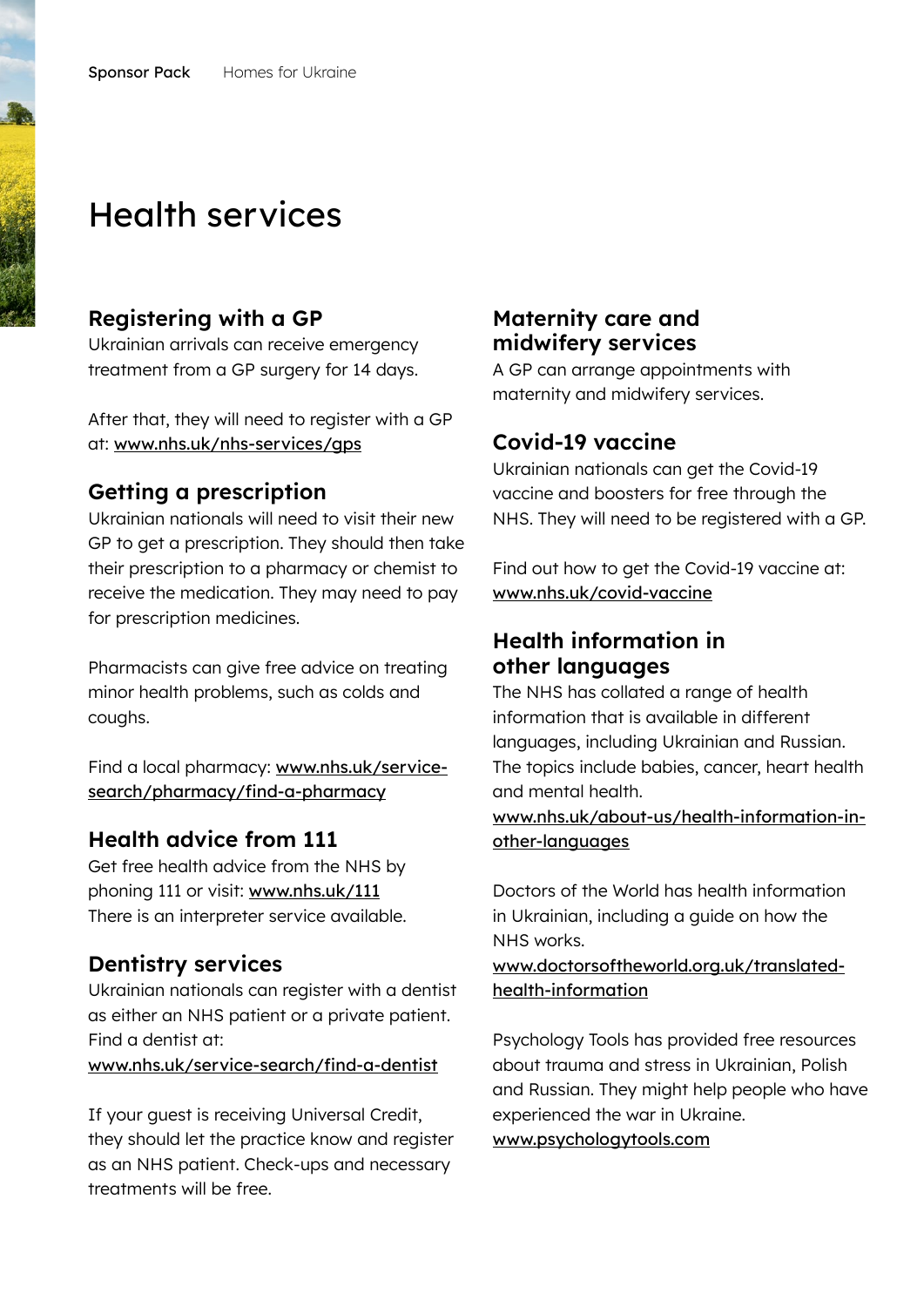# Health services

## Registering with a GP

Ukrainian arrivals can receive emergency treatment from a GP surgery for 14 days.

After that, they will need to register with a GP at: www.nhs.uk/nhs-services/gps

## Getting a prescription

Ukrainian nationals will need to visit their new GP to get a prescription. They should then take their prescription to a pharmacy or chemist to receive the medication. They may need to pay for prescription medicines.

Pharmacists can give free advice on treating minor health problems, such as colds and coughs.

Find a local pharmacy: www.nhs.uk/service-search/pharmacy/find-a-pharmacy

## Health advice from 111

Get free health advice from the NHS by phoning 111 or visit: www.nhs.uk/111
There is an interpreter service available.

## Dentistry services

Ukrainian nationals can register with a dentist as either an NHS patient or a private patient. Find a dentist at:
www.nhs.uk/service-search/find-a-dentist

If your guest is receiving Universal Credit, they should let the practice know and register as an NHS patient. Check-ups and necessary treatments will be free.

## Maternity care and midwifery services

A GP can arrange appointments with maternity and midwifery services.

## Covid-19 vaccine

Ukrainian nationals can get the Covid-19 vaccine and boosters for free through the NHS. They will need to be registered with a GP.

Find out how to get the Covid-19 vaccine at: www.nhs.uk/covid-vaccine

## Health information in other languages

The NHS has collated a range of health information that is available in different languages, including Ukrainian and Russian. The topics include babies, cancer, heart health and mental health.
www.nhs.uk/about-us/health-information-in-other-languages

Doctors of the World has health information in Ukrainian, including a guide on how the NHS works.
www.doctorsoftheworld.org.uk/translated-health-information

Psychology Tools has provided free resources about trauma and stress in Ukrainian, Polish and Russian. They might help people who have experienced the war in Ukraine.
www.psychologytools.com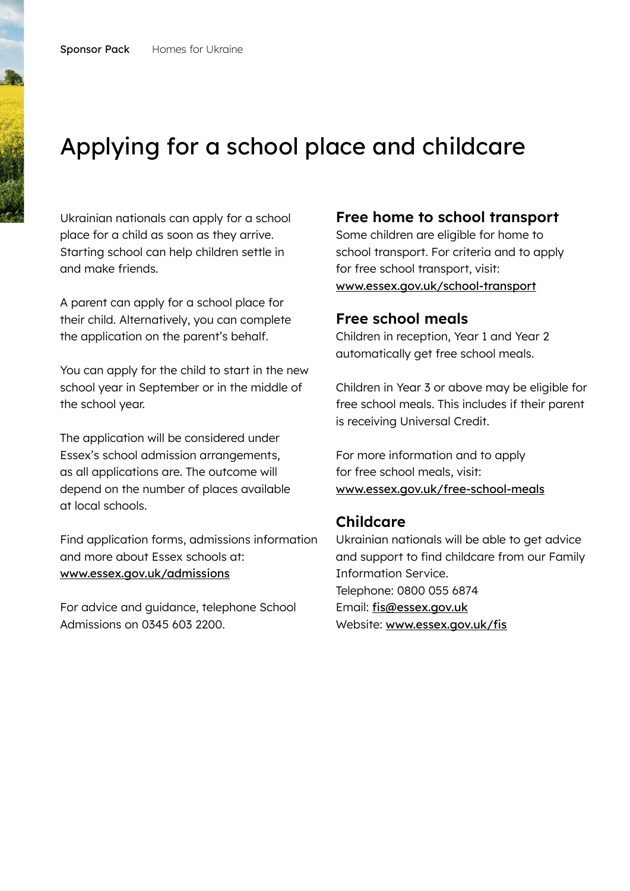# Applying for a school place and childcare

Ukrainian nationals can apply for a school place for a child as soon as they arrive. Starting school can help children settle in and make friends.

A parent can apply for a school place for their child. Alternatively, you can complete the application on the parent's behalf.

You can apply for the child to start in the new school year in September or in the middle of the school year.

The application will be considered under Essex's school admission arrangements, as all applications are. The outcome will depend on the number of places available at local schools.

Find application forms, admissions information and more about Essex schools at: www.essex.gov.uk/admissions

For advice and guidance, telephone School Admissions on 0345 603 2200.

## Free home to school transport

Some children are eligible for home to school transport. For criteria and to apply for free school transport, visit: www.essex.gov.uk/school-transport

## Free school meals

Children in reception, Year 1 and Year 2 automatically get free school meals.

Children in Year 3 or above may be eligible for free school meals. This includes if their parent is receiving Universal Credit.

For more information and to apply for free school meals, visit: www.essex.gov.uk/free-school-meals

## Childcare

Ukrainian nationals will be able to get advice and support to find childcare from our Family Information Service.
Telephone: 0800 055 6874
Email: fis@essex.gov.uk
Website: www.essex.gov.uk/fis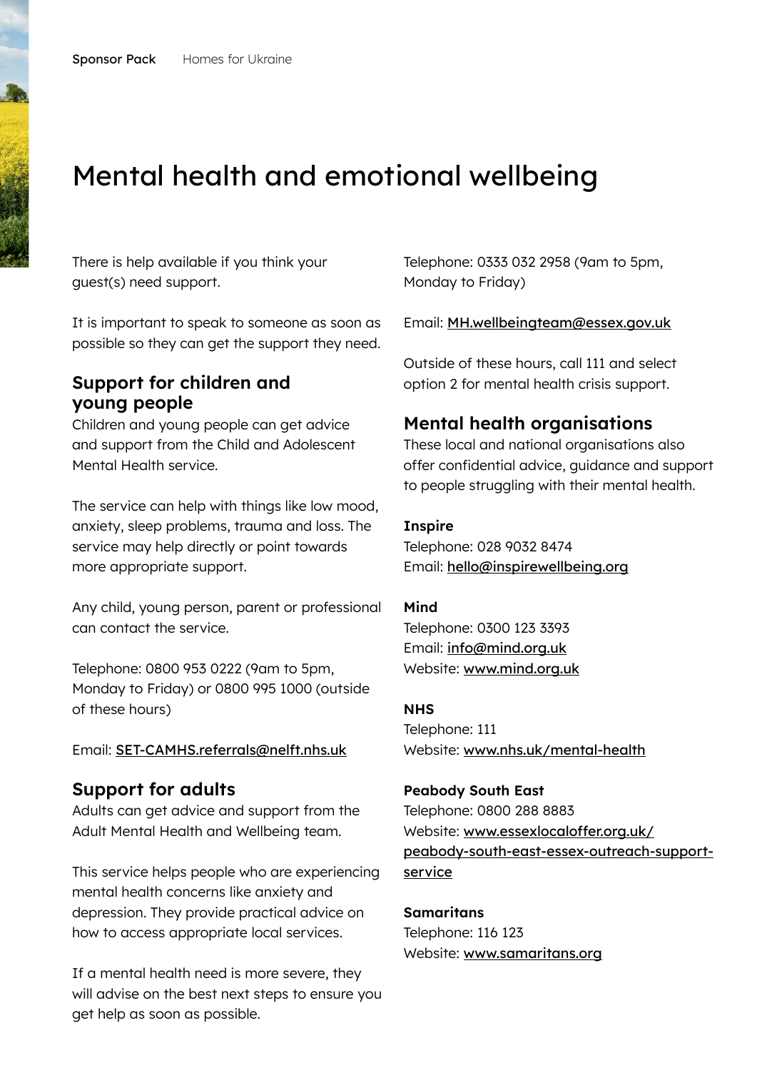# Mental health and emotional wellbeing

There is help available if you think your guest(s) need support.

It is important to speak to someone as soon as possible so they can get the support they need.

## Support for children and young people

Children and young people can get advice and support from the Child and Adolescent Mental Health service.

The service can help with things like low mood, anxiety, sleep problems, trauma and loss. The service may help directly or point towards more appropriate support.

Any child, young person, parent or professional can contact the service.

Telephone: 0800 953 0222 (9am to 5pm, Monday to Friday) or 0800 995 1000 (outside of these hours)

Email: SET-CAMHS.referrals@nelft.nhs.uk

## Support for adults

Adults can get advice and support from the Adult Mental Health and Wellbeing team.

This service helps people who are experiencing mental health concerns like anxiety and depression. They provide practical advice on how to access appropriate local services.

If a mental health need is more severe, they will advise on the best next steps to ensure you get help as soon as possible.

Telephone: 0333 032 2958 (9am to 5pm, Monday to Friday)

Email: MH.wellbeingteam@essex.gov.uk

Outside of these hours, call 111 and select option 2 for mental health crisis support.

## Mental health organisations

These local and national organisations also offer confidential advice, guidance and support to people struggling with their mental health.

**Inspire**
Telephone: 028 9032 8474
Email: hello@inspirewellbeing.org

**Mind**
Telephone: 0300 123 3393
Email: info@mind.org.uk
Website: www.mind.org.uk

**NHS**
Telephone: 111
Website: www.nhs.uk/mental-health

**Peabody South East**
Telephone: 0800 288 8883
Website: www.essexlocaloffer.org.uk/peabody-south-east-essex-outreach-support-service

**Samaritans**
Telephone: 116 123
Website: www.samaritans.org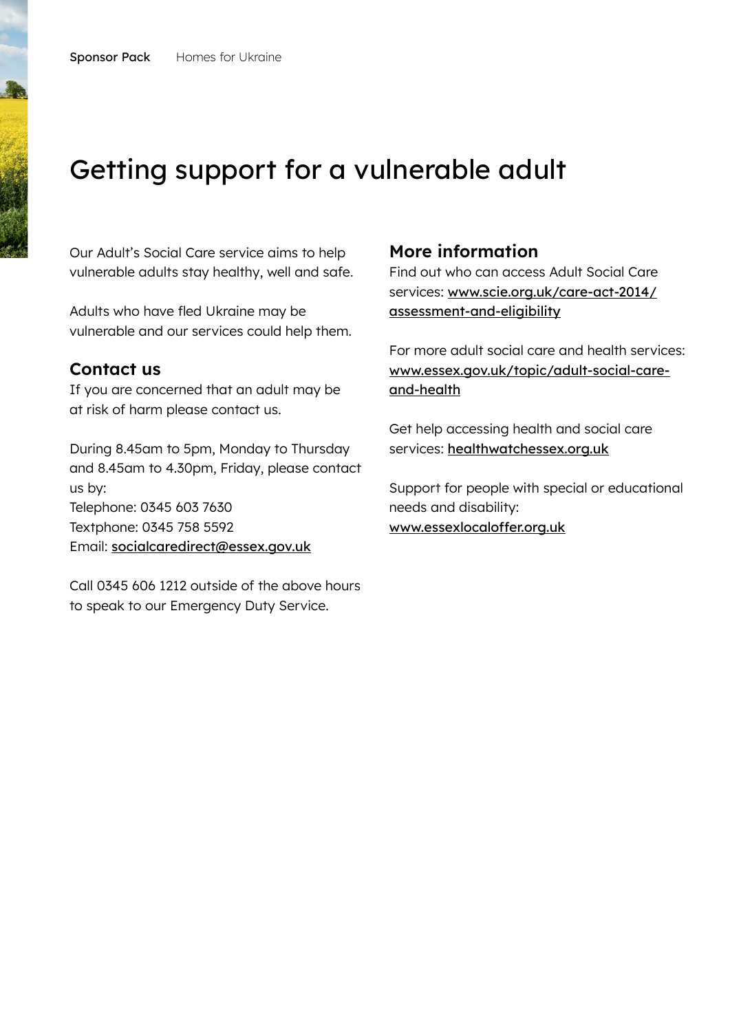# Getting support for a vulnerable adult

Our Adult's Social Care service aims to help vulnerable adults stay healthy, well and safe.

Adults who have fled Ukraine may be vulnerable and our services could help them.

## Contact us

If you are concerned that an adult may be at risk of harm please contact us.

During 8.45am to 5pm, Monday to Thursday and 8.45am to 4.30pm, Friday, please contact us by:
Telephone: 0345 603 7630
Textphone: 0345 758 5592
Email: socialcaredirect@essex.gov.uk

Call 0345 606 1212 outside of the above hours to speak to our Emergency Duty Service.

## More information

Find out who can access Adult Social Care services: www.scie.org.uk/care-act-2014/assessment-and-eligibility

For more adult social care and health services: www.essex.gov.uk/topic/adult-social-care-and-health

Get help accessing health and social care services: healthwatchessex.org.uk

Support for people with special or educational needs and disability:
www.essexlocaloffer.org.uk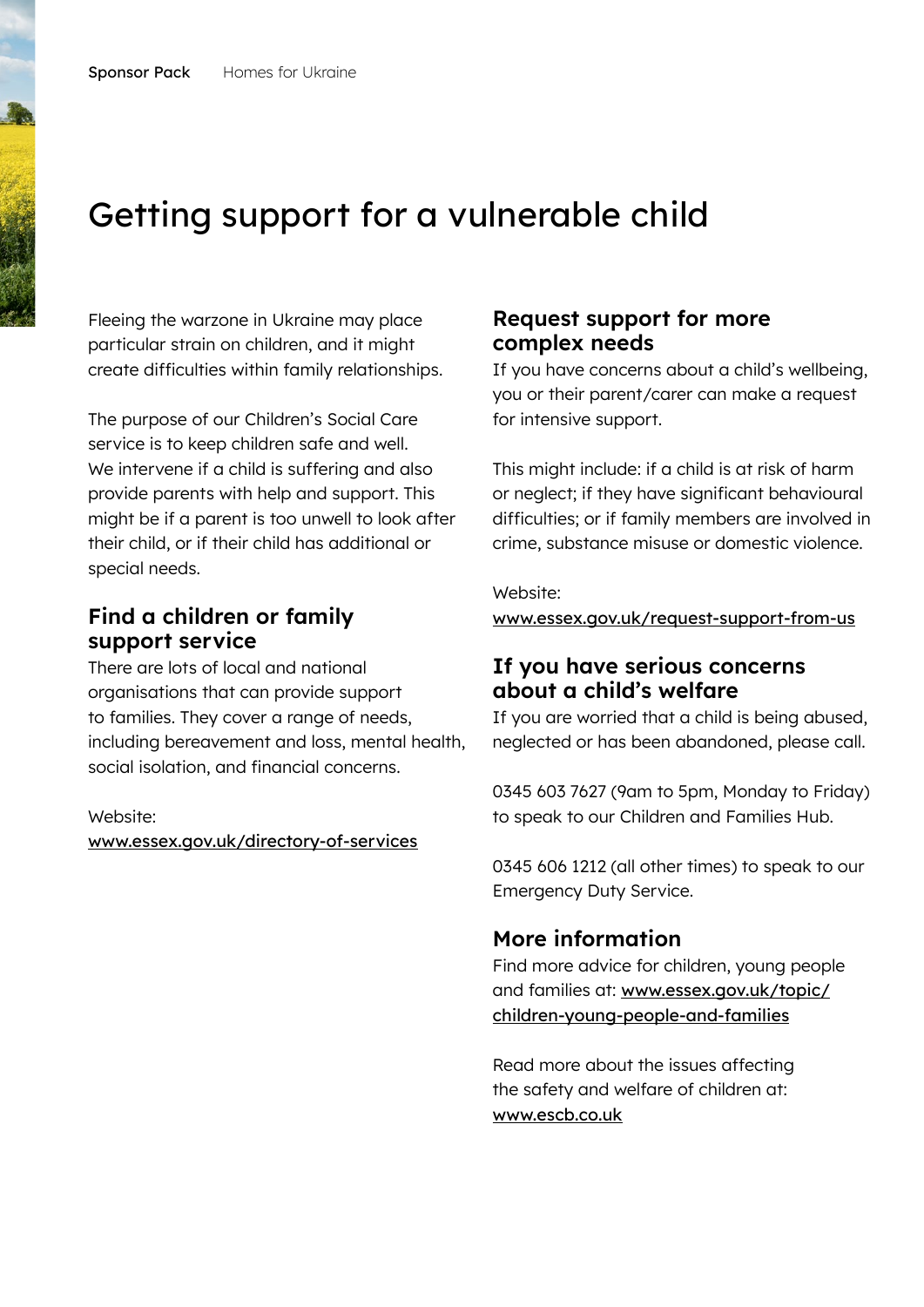# Getting support for a vulnerable child

Fleeing the warzone in Ukraine may place particular strain on children, and it might create difficulties within family relationships.

The purpose of our Children's Social Care service is to keep children safe and well. We intervene if a child is suffering and also provide parents with help and support. This might be if a parent is too unwell to look after their child, or if their child has additional or special needs.

## Find a children or family support service

There are lots of local and national organisations that can provide support to families. They cover a range of needs, including bereavement and loss, mental health, social isolation, and financial concerns.

Website:
www.essex.gov.uk/directory-of-services

## Request support for more complex needs

If you have concerns about a child's wellbeing, you or their parent/carer can make a request for intensive support.

This might include: if a child is at risk of harm or neglect; if they have significant behavioural difficulties; or if family members are involved in crime, substance misuse or domestic violence.

Website:
www.essex.gov.uk/request-support-from-us

## If you have serious concerns about a child's welfare

If you are worried that a child is being abused, neglected or has been abandoned, please call.

0345 603 7627 (9am to 5pm, Monday to Friday) to speak to our Children and Families Hub.

0345 606 1212 (all other times) to speak to our Emergency Duty Service.

## More information

Find more advice for children, young people and families at: www.essex.gov.uk/topic/children-young-people-and-families

Read more about the issues affecting the safety and welfare of children at: www.escb.co.uk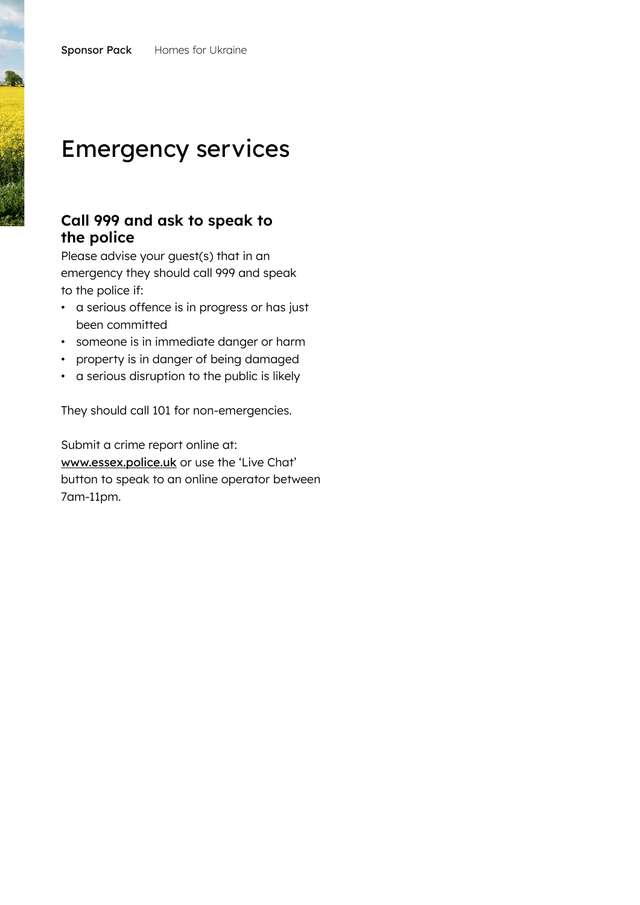# Emergency services

### Call 999 and ask to speak to the police

Please advise your guest(s) that in an emergency they should call 999 and speak to the police if:

- a serious offence is in progress or has just been committed
- someone is in immediate danger or harm
- property is in danger of being damaged
- a serious disruption to the public is likely

They should call 101 for non-emergencies.

Submit a crime report online at: www.essex.police.uk or use the 'Live Chat' button to speak to an online operator between 7am-11pm.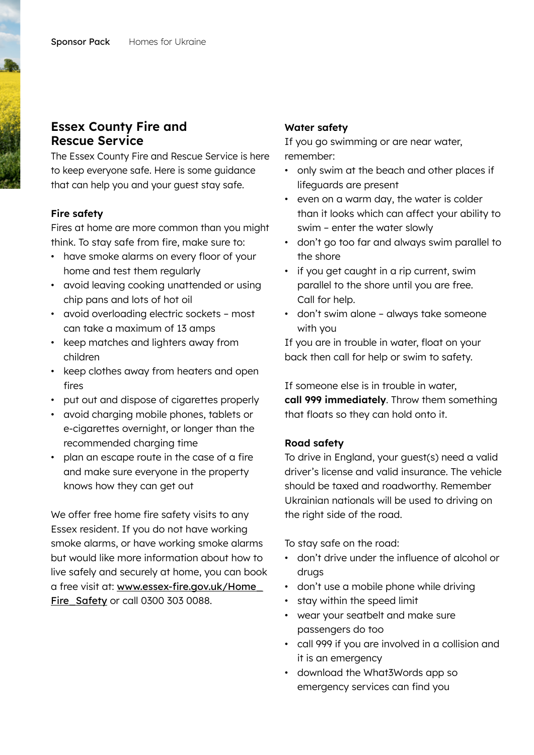## Essex County Fire and Rescue Service

The Essex County Fire and Rescue Service is here to keep everyone safe. Here is some guidance that can help you and your guest stay safe.

### Fire safety

Fires at home are more common than you might think. To stay safe from fire, make sure to:

- have smoke alarms on every floor of your home and test them regularly
- avoid leaving cooking unattended or using chip pans and lots of hot oil
- avoid overloading electric sockets – most can take a maximum of 13 amps
- keep matches and lighters away from children
- keep clothes away from heaters and open fires
- put out and dispose of cigarettes properly
- avoid charging mobile phones, tablets or e-cigarettes overnight, or longer than the recommended charging time
- plan an escape route in the case of a fire and make sure everyone in the property knows how they can get out

We offer free home fire safety visits to any Essex resident. If you do not have working smoke alarms, or have working smoke alarms but would like more information about how to live safely and securely at home, you can book a free visit at: www.essex-fire.gov.uk/Home_Fire_Safety or call 0300 303 0088.

### Water safety

If you go swimming or are near water, remember:

- only swim at the beach and other places if lifeguards are present
- even on a warm day, the water is colder than it looks which can affect your ability to swim – enter the water slowly
- don't go too far and always swim parallel to the shore
- if you get caught in a rip current, swim parallel to the shore until you are free. Call for help.
- don't swim alone – always take someone with you

If you are in trouble in water, float on your back then call for help or swim to safety.

If someone else is in trouble in water, **call 999 immediately**. Throw them something that floats so they can hold onto it.

### Road safety

To drive in England, your guest(s) need a valid driver's license and valid insurance. The vehicle should be taxed and roadworthy. Remember Ukrainian nationals will be used to driving on the right side of the road.

To stay safe on the road:

- don't drive under the influence of alcohol or drugs
- don't use a mobile phone while driving
- stay within the speed limit
- wear your seatbelt and make sure passengers do too
- call 999 if you are involved in a collision and it is an emergency
- download the What3Words app so emergency services can find you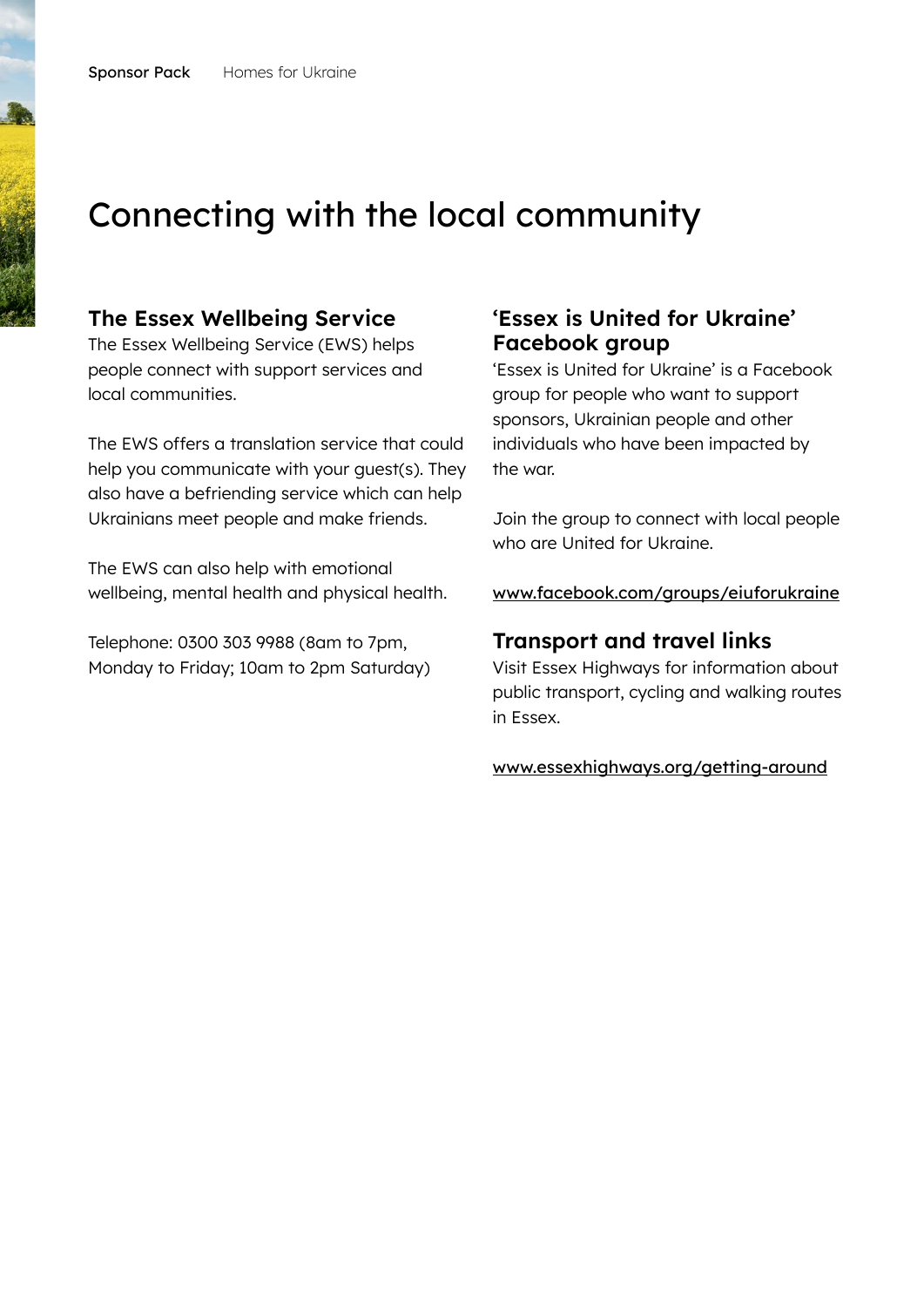# Connecting with the local community

## The Essex Wellbeing Service

The Essex Wellbeing Service (EWS) helps people connect with support services and local communities.

The EWS offers a translation service that could help you communicate with your guest(s). They also have a befriending service which can help Ukrainians meet people and make friends.

The EWS can also help with emotional wellbeing, mental health and physical health.

Telephone: 0300 303 9988 (8am to 7pm, Monday to Friday; 10am to 2pm Saturday)

## 'Essex is United for Ukraine' Facebook group

'Essex is United for Ukraine' is a Facebook group for people who want to support sponsors, Ukrainian people and other individuals who have been impacted by the war.

Join the group to connect with local people who are United for Ukraine.

www.facebook.com/groups/eiuforukraine

## Transport and travel links

Visit Essex Highways for information about public transport, cycling and walking routes in Essex.

www.essexhighways.org/getting-around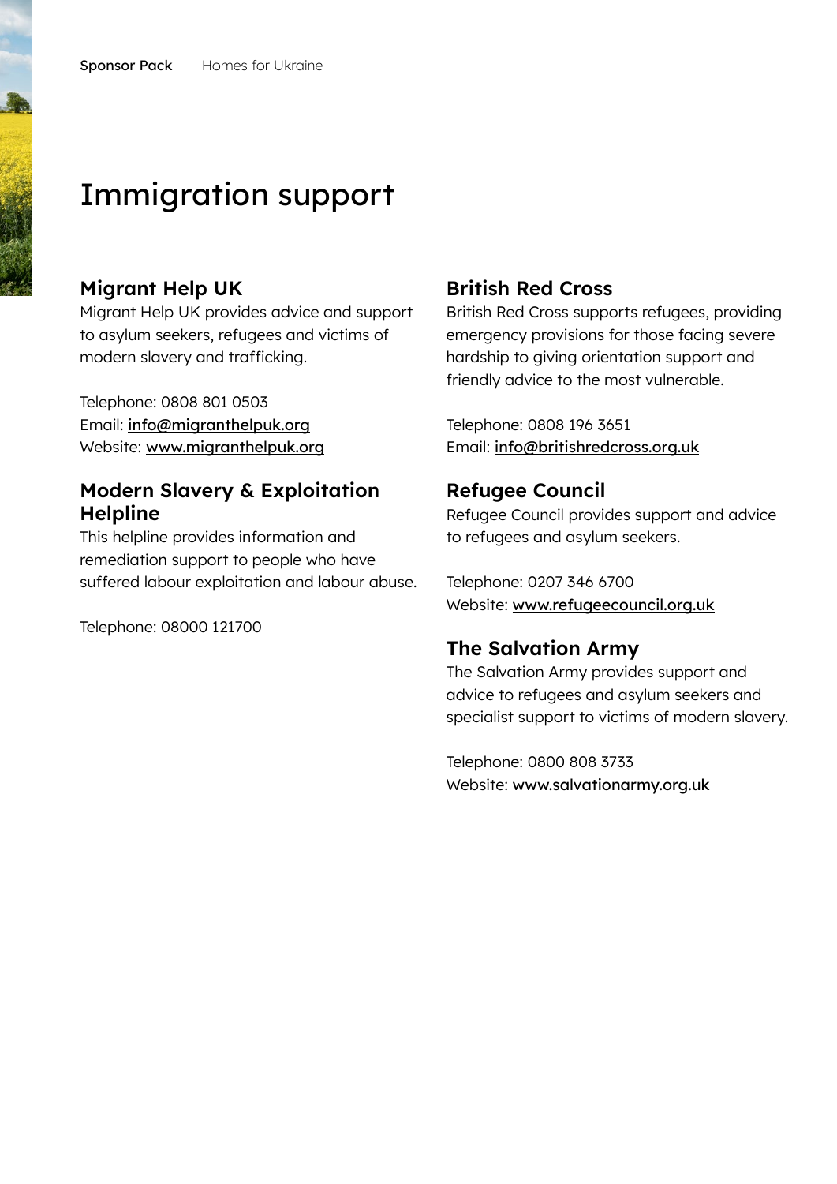# Immigration support

## Migrant Help UK

Migrant Help UK provides advice and support to asylum seekers, refugees and victims of modern slavery and trafficking.

Telephone: 0808 801 0503
Email: info@migranthelpuk.org
Website: www.migranthelpuk.org

## Modern Slavery & Exploitation Helpline

This helpline provides information and remediation support to people who have suffered labour exploitation and labour abuse.

Telephone: 08000 121700

## British Red Cross

British Red Cross supports refugees, providing emergency provisions for those facing severe hardship to giving orientation support and friendly advice to the most vulnerable.

Telephone: 0808 196 3651
Email: info@britishredcross.org.uk

## Refugee Council

Refugee Council provides support and advice to refugees and asylum seekers.

Telephone: 0207 346 6700
Website: www.refugeecouncil.org.uk

## The Salvation Army

The Salvation Army provides support and advice to refugees and asylum seekers and specialist support to victims of modern slavery.

Telephone: 0800 808 3733
Website: www.salvationarmy.org.uk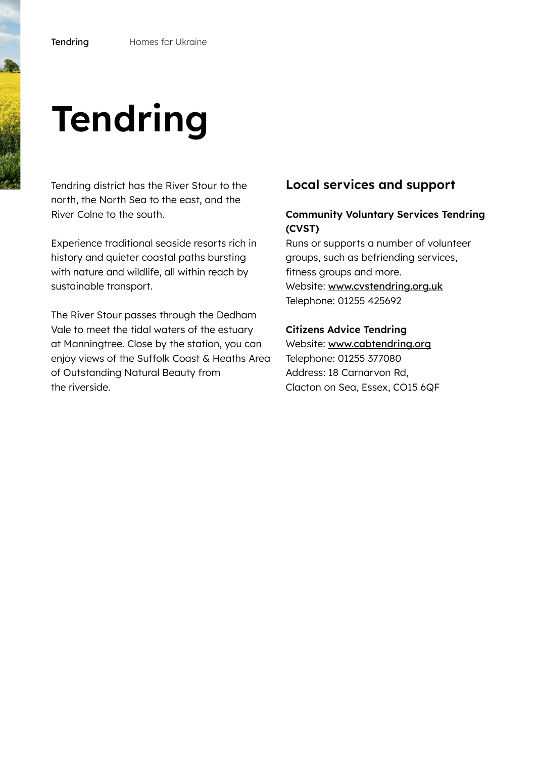# Tendring

Tendring district has the River Stour to the north, the North Sea to the east, and the River Colne to the south.

Experience traditional seaside resorts rich in history and quieter coastal paths bursting with nature and wildlife, all within reach by sustainable transport.

The River Stour passes through the Dedham Vale to meet the tidal waters of the estuary at Manningtree. Close by the station, you can enjoy views of the Suffolk Coast & Heaths Area of Outstanding Natural Beauty from the riverside.

## Local services and support

**Community Voluntary Services Tendring (CVST)**
Runs or supports a number of volunteer groups, such as befriending services, fitness groups and more.
Website: www.cvstendring.org.uk
Telephone: 01255 425692

**Citizens Advice Tendring**
Website: www.cabtendring.org
Telephone: 01255 377080
Address: 18 Carnarvon Rd, Clacton on Sea, Essex, CO15 6QF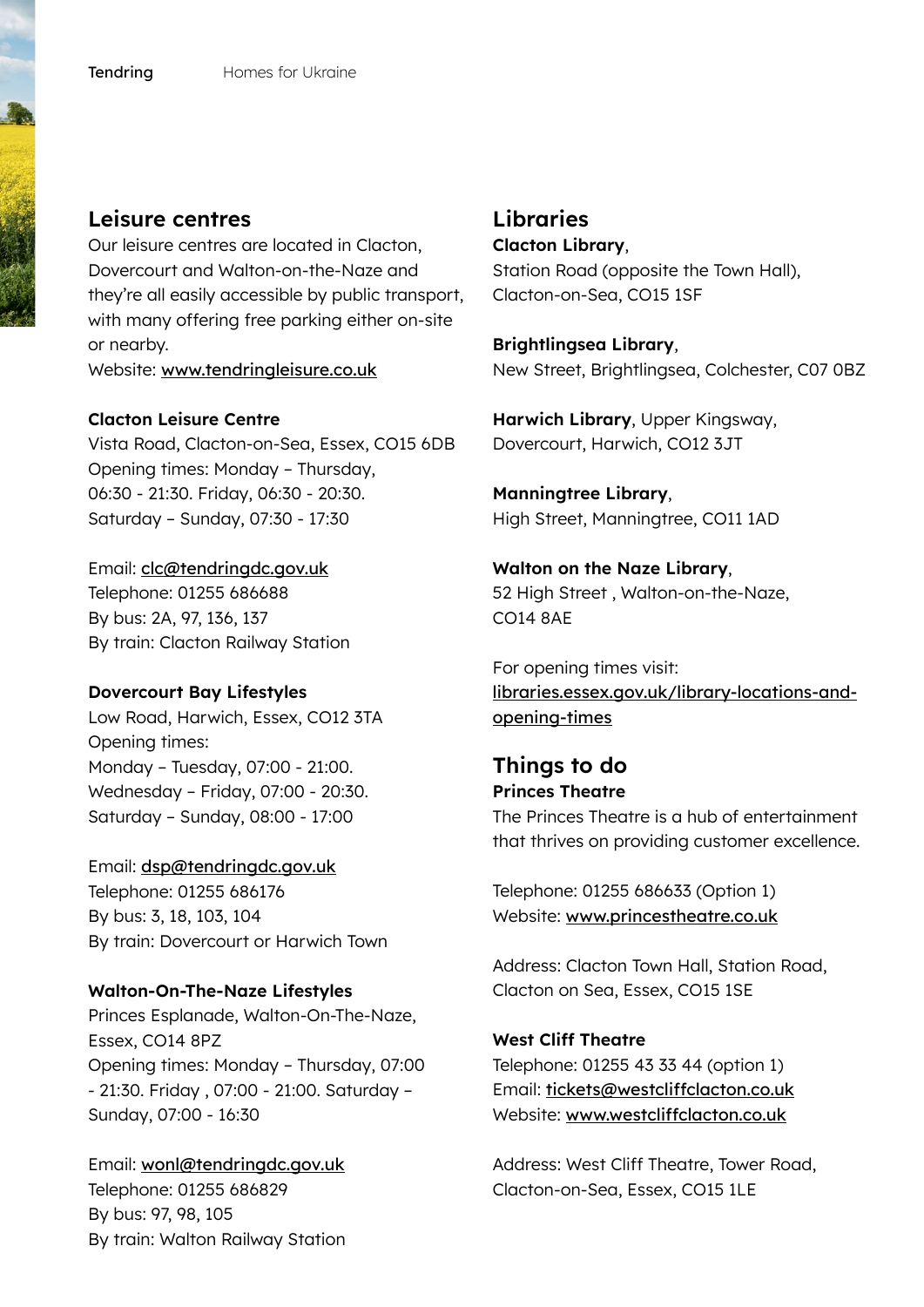## Leisure centres

Our leisure centres are located in Clacton, Dovercourt and Walton-on-the-Naze and they're all easily accessible by public transport, with many offering free parking either on-site or nearby.
Website: www.tendringleisure.co.uk

**Clacton Leisure Centre**
Vista Road, Clacton-on-Sea, Essex, CO15 6DB
Opening times: Monday – Thursday, 06:30 - 21:30. Friday, 06:30 - 20:30. Saturday – Sunday, 07:30 - 17:30

Email: clc@tendringdc.gov.uk
Telephone: 01255 686688
By bus: 2A, 97, 136, 137
By train: Clacton Railway Station

**Dovercourt Bay Lifestyles**
Low Road, Harwich, Essex, CO12 3TA
Opening times:
Monday – Tuesday, 07:00 - 21:00.
Wednesday – Friday, 07:00 - 20:30.
Saturday – Sunday, 08:00 - 17:00

Email: dsp@tendringdc.gov.uk
Telephone: 01255 686176
By bus: 3, 18, 103, 104
By train: Dovercourt or Harwich Town

**Walton-On-The-Naze Lifestyles**
Princes Esplanade, Walton-On-The-Naze, Essex, CO14 8PZ
Opening times: Monday – Thursday, 07:00 - 21:30. Friday , 07:00 - 21:00. Saturday – Sunday, 07:00 - 16:30

Email: wonl@tendringdc.gov.uk
Telephone: 01255 686829
By bus: 97, 98, 105
By train: Walton Railway Station

## Libraries

**Clacton Library**,
Station Road (opposite the Town Hall), Clacton-on-Sea, CO15 1SF

**Brightlingsea Library**,
New Street, Brightlingsea, Colchester, C07 0BZ

**Harwich Library**, Upper Kingsway, Dovercourt, Harwich, CO12 3JT

**Manningtree Library**,
High Street, Manningtree, CO11 1AD

**Walton on the Naze Library**,
52 High Street , Walton-on-the-Naze, CO14 8AE

For opening times visit:
libraries.essex.gov.uk/library-locations-and-opening-times

## Things to do

**Princes Theatre**
The Princes Theatre is a hub of entertainment that thrives on providing customer excellence.

Telephone: 01255 686633 (Option 1)
Website: www.princestheatre.co.uk

Address: Clacton Town Hall, Station Road, Clacton on Sea, Essex, CO15 1SE

**West Cliff Theatre**
Telephone: 01255 43 33 44 (option 1)
Email: tickets@westcliffclacton.co.uk
Website: www.westcliffclacton.co.uk

Address: West Cliff Theatre, Tower Road, Clacton-on-Sea, Essex, CO15 1LE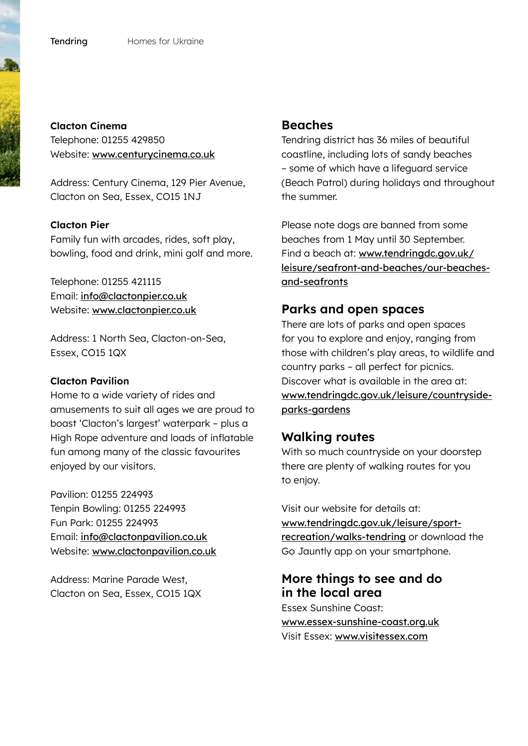**Clacton Cinema**
Telephone: 01255 429850
Website: www.centurycinema.co.uk

Address: Century Cinema, 129 Pier Avenue, Clacton on Sea, Essex, CO15 1NJ

**Clacton Pier**
Family fun with arcades, rides, soft play, bowling, food and drink, mini golf and more.

Telephone: 01255 421115
Email: info@clactonpier.co.uk
Website: www.clactonpier.co.uk

Address: 1 North Sea, Clacton-on-Sea, Essex, CO15 1QX

**Clacton Pavilion**
Home to a wide variety of rides and amusements to suit all ages we are proud to boast 'Clacton's largest' waterpark – plus a High Rope adventure and loads of inflatable fun among many of the classic favourites enjoyed by our visitors.

Pavilion: 01255 224993
Tenpin Bowling: 01255 224993
Fun Park: 01255 224993
Email: info@clactonpavilion.co.uk
Website: www.clactonpavilion.co.uk

Address: Marine Parade West, Clacton on Sea, Essex, CO15 1QX

## Beaches

Tendring district has 36 miles of beautiful coastline, including lots of sandy beaches – some of which have a lifeguard service (Beach Patrol) during holidays and throughout the summer.

Please note dogs are banned from some beaches from 1 May until 30 September. Find a beach at: www.tendringdc.gov.uk/leisure/seafront-and-beaches/our-beaches-and-seafronts

## Parks and open spaces

There are lots of parks and open spaces for you to explore and enjoy, ranging from those with children's play areas, to wildlife and country parks – all perfect for picnics. Discover what is available in the area at: www.tendringdc.gov.uk/leisure/countryside-parks-gardens

## Walking routes

With so much countryside on your doorstep there are plenty of walking routes for you to enjoy.

Visit our website for details at: www.tendringdc.gov.uk/leisure/sport-recreation/walks-tendring or download the Go Jauntly app on your smartphone.

## More things to see and do in the local area

Essex Sunshine Coast: www.essex-sunshine-coast.org.uk
Visit Essex: www.visitessex.com